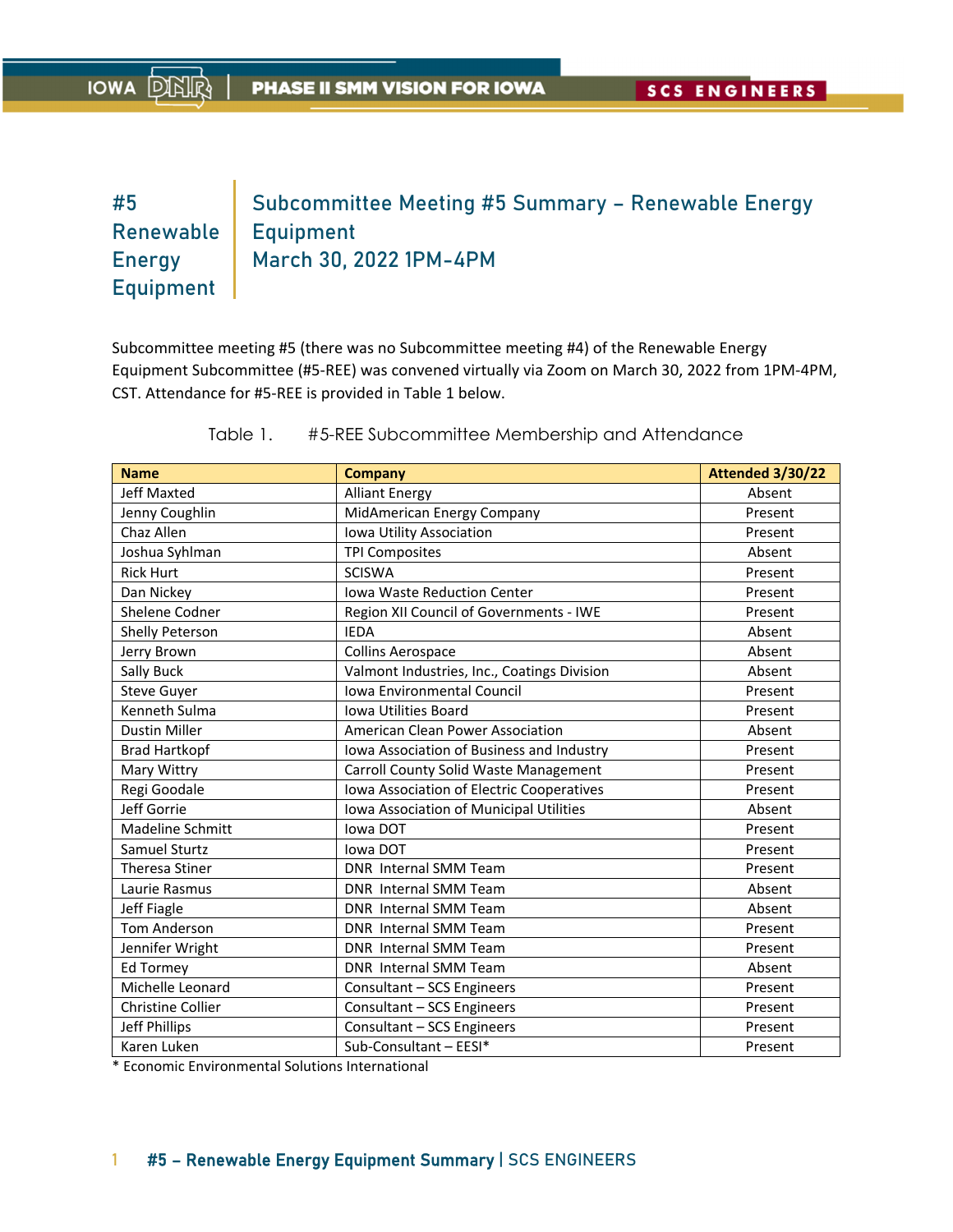# #5 Renewable Energy Equipment

## Subcommittee Meeting #5 Summary – Renewable Energy Equipment
## March 30, 2022 1PM-4PM

Subcommittee meeting #5 (there was no Subcommittee meeting #4) of the Renewable Energy Equipment Subcommittee (#5-REE) was convened virtually via Zoom on March 30, 2022 from 1PM-4PM, CST. Attendance for #5-REE is provided in Table 1 below.

Table 1. #5-REE Subcommittee Membership and Attendance

| Name | Company | Attended 3/30/22 |
|---|---|---|
| Jeff Maxted | Alliant Energy | Absent |
| Jenny Coughlin | MidAmerican Energy Company | Present |
| Chaz Allen | Iowa Utility Association | Present |
| Joshua Syhlman | TPI Composites | Absent |
| Rick Hurt | SCISWA | Present |
| Dan Nickey | Iowa Waste Reduction Center | Present |
| Shelene Codner | Region XII Council of Governments - IWE | Present |
| Shelly Peterson | IEDA | Absent |
| Jerry Brown | Collins Aerospace | Absent |
| Sally Buck | Valmont Industries, Inc., Coatings Division | Absent |
| Steve Guyer | Iowa Environmental Council | Present |
| Kenneth Sulma | Iowa Utilities Board | Present |
| Dustin Miller | American Clean Power Association | Absent |
| Brad Hartkopf | Iowa Association of Business and Industry | Present |
| Mary Wittry | Carroll County Solid Waste Management | Present |
| Regi Goodale | Iowa Association of Electric Cooperatives | Present |
| Jeff Gorrie | Iowa Association of Municipal Utilities | Absent |
| Madeline Schmitt | Iowa DOT | Present |
| Samuel Sturtz | Iowa DOT | Present |
| Theresa Stiner | DNR Internal SMM Team | Present |
| Laurie Rasmus | DNR Internal SMM Team | Absent |
| Jeff Fiagle | DNR Internal SMM Team | Absent |
| Tom Anderson | DNR Internal SMM Team | Present |
| Jennifer Wright | DNR Internal SMM Team | Present |
| Ed Tormey | DNR Internal SMM Team | Absent |
| Michelle Leonard | Consultant – SCS Engineers | Present |
| Christine Collier | Consultant – SCS Engineers | Present |
| Jeff Phillips | Consultant – SCS Engineers | Present |
| Karen Luken | Sub-Consultant – EESI* | Present |

* Economic Environmental Solutions International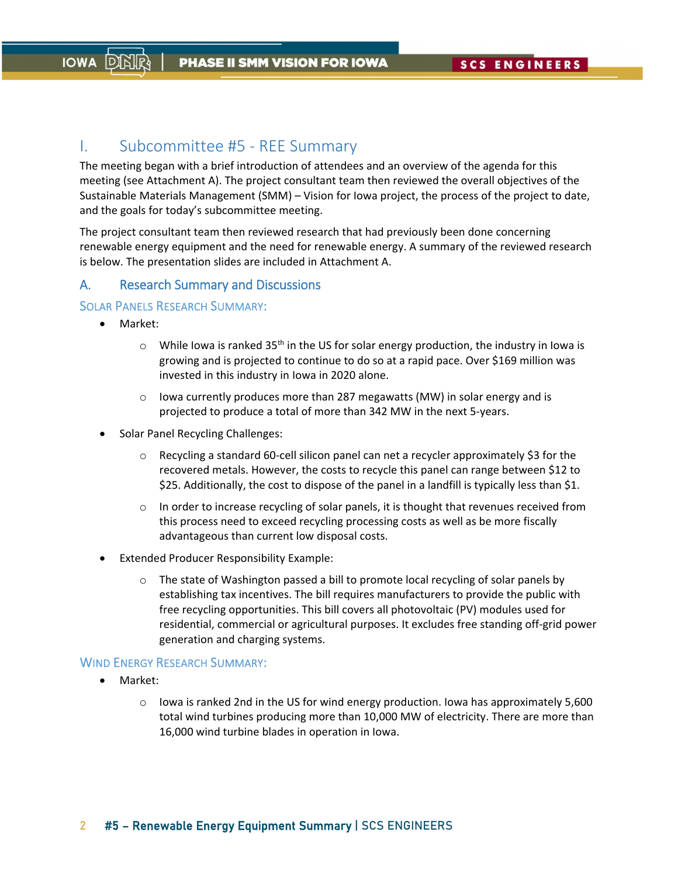# I. Subcommittee #5 - REE Summary

The meeting began with a brief introduction of attendees and an overview of the agenda for this meeting (see Attachment A). The project consultant team then reviewed the overall objectives of the Sustainable Materials Management (SMM) – Vision for Iowa project, the process of the project to date, and the goals for today's subcommittee meeting.

The project consultant team then reviewed research that had previously been done concerning renewable energy equipment and the need for renewable energy. A summary of the reviewed research is below. The presentation slides are included in Attachment A.

## A. Research Summary and Discussions

### Solar Panels Research Summary:

- Market:
  - While Iowa is ranked 35th in the US for solar energy production, the industry in Iowa is growing and is projected to continue to do so at a rapid pace. Over $169 million was invested in this industry in Iowa in 2020 alone.
  - Iowa currently produces more than 287 megawatts (MW) in solar energy and is projected to produce a total of more than 342 MW in the next 5-years.
- Solar Panel Recycling Challenges:
  - Recycling a standard 60-cell silicon panel can net a recycler approximately $3 for the recovered metals. However, the costs to recycle this panel can range between $12 to $25. Additionally, the cost to dispose of the panel in a landfill is typically less than $1.
  - In order to increase recycling of solar panels, it is thought that revenues received from this process need to exceed recycling processing costs as well as be more fiscally advantageous than current low disposal costs.
- Extended Producer Responsibility Example:
  - The state of Washington passed a bill to promote local recycling of solar panels by establishing tax incentives. The bill requires manufacturers to provide the public with free recycling opportunities. This bill covers all photovoltaic (PV) modules used for residential, commercial or agricultural purposes. It excludes free standing off-grid power generation and charging systems.

### Wind Energy Research Summary:

- Market:
  - Iowa is ranked 2nd in the US for wind energy production. Iowa has approximately 5,600 total wind turbines producing more than 10,000 MW of electricity. There are more than 16,000 wind turbine blades in operation in Iowa.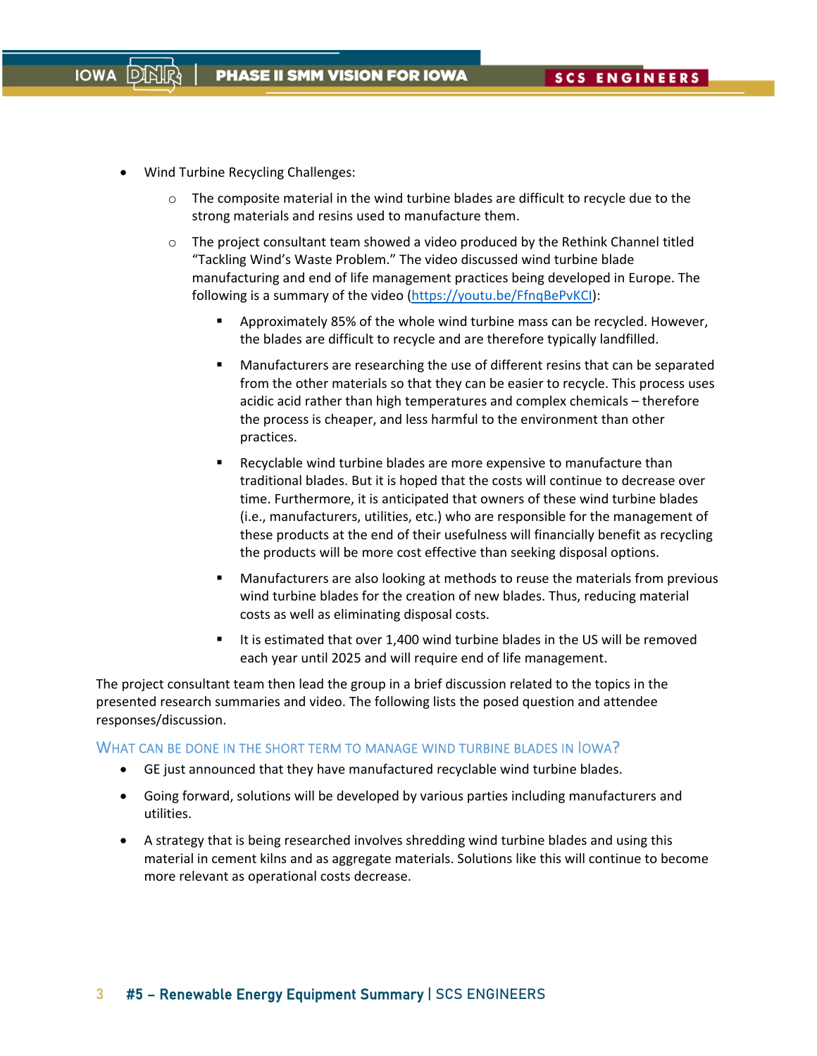- Wind Turbine Recycling Challenges:
  - The composite material in the wind turbine blades are difficult to recycle due to the strong materials and resins used to manufacture them.
  - The project consultant team showed a video produced by the Rethink Channel titled "Tackling Wind's Waste Problem." The video discussed wind turbine blade manufacturing and end of life management practices being developed in Europe. The following is a summary of the video (https://youtu.be/FfnqBePvKCI):
    - Approximately 85% of the whole wind turbine mass can be recycled. However, the blades are difficult to recycle and are therefore typically landfilled.
    - Manufacturers are researching the use of different resins that can be separated from the other materials so that they can be easier to recycle. This process uses acidic acid rather than high temperatures and complex chemicals – therefore the process is cheaper, and less harmful to the environment than other practices.
    - Recyclable wind turbine blades are more expensive to manufacture than traditional blades. But it is hoped that the costs will continue to decrease over time. Furthermore, it is anticipated that owners of these wind turbine blades (i.e., manufacturers, utilities, etc.) who are responsible for the management of these products at the end of their usefulness will financially benefit as recycling the products will be more cost effective than seeking disposal options.
    - Manufacturers are also looking at methods to reuse the materials from previous wind turbine blades for the creation of new blades. Thus, reducing material costs as well as eliminating disposal costs.
    - It is estimated that over 1,400 wind turbine blades in the US will be removed each year until 2025 and will require end of life management.

The project consultant team then lead the group in a brief discussion related to the topics in the presented research summaries and video. The following lists the posed question and attendee responses/discussion.

### What can be done in the short term to manage wind turbine blades in Iowa?

- GE just announced that they have manufactured recyclable wind turbine blades.
- Going forward, solutions will be developed by various parties including manufacturers and utilities.
- A strategy that is being researched involves shredding wind turbine blades and using this material in cement kilns and as aggregate materials. Solutions like this will continue to become more relevant as operational costs decrease.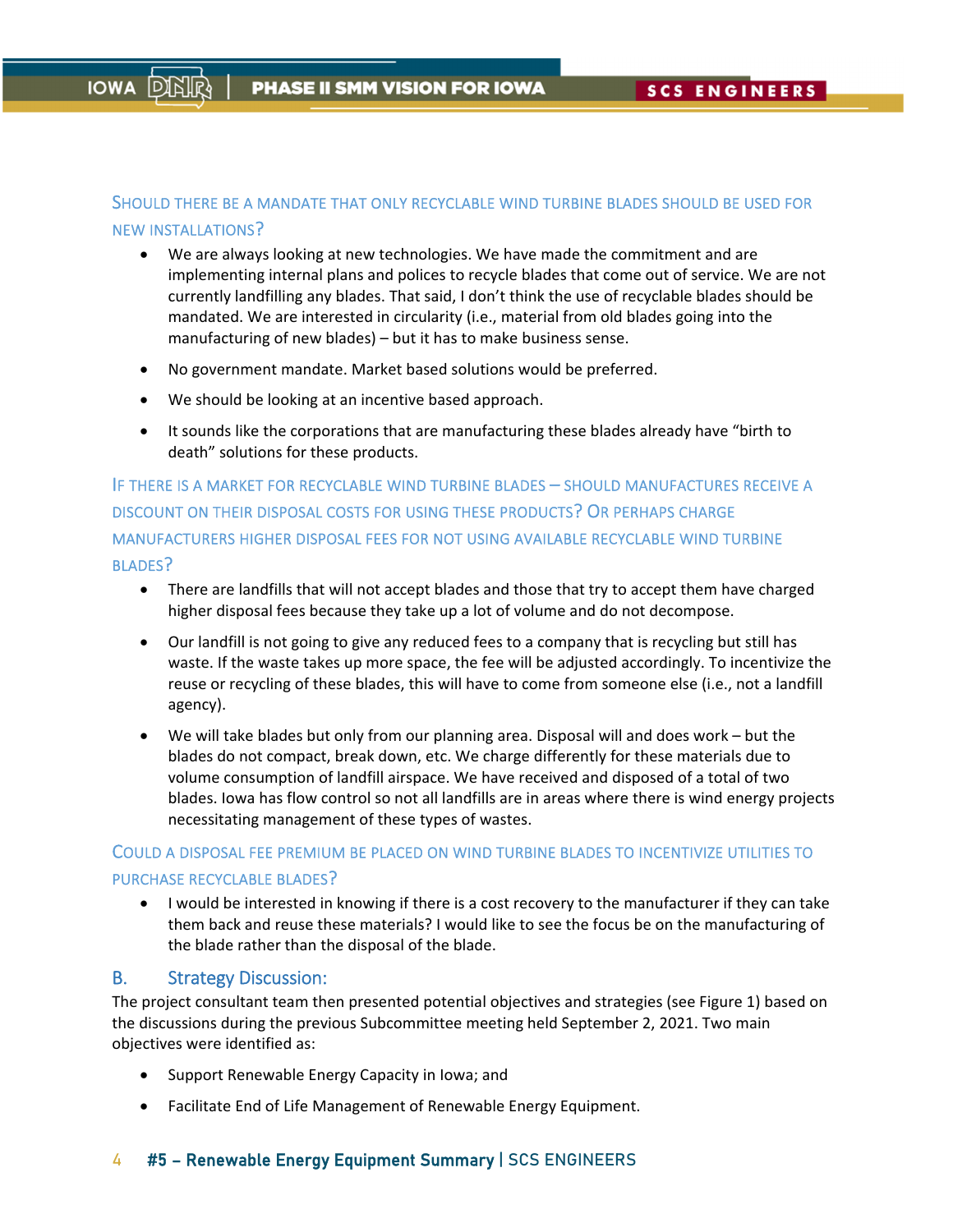### Should there be a mandate that only recyclable wind turbine blades should be used for new installations?

- We are always looking at new technologies. We have made the commitment and are implementing internal plans and polices to recycle blades that come out of service. We are not currently landfilling any blades. That said, I don't think the use of recyclable blades should be mandated. We are interested in circularity (i.e., material from old blades going into the manufacturing of new blades) – but it has to make business sense.
- No government mandate. Market based solutions would be preferred.
- We should be looking at an incentive based approach.
- It sounds like the corporations that are manufacturing these blades already have "birth to death" solutions for these products.

### If there is a market for recyclable wind turbine blades – should manufactures receive a discount on their disposal costs for using these products? Or perhaps charge manufacturers higher disposal fees for not using available recyclable wind turbine blades?

- There are landfills that will not accept blades and those that try to accept them have charged higher disposal fees because they take up a lot of volume and do not decompose.
- Our landfill is not going to give any reduced fees to a company that is recycling but still has waste. If the waste takes up more space, the fee will be adjusted accordingly. To incentivize the reuse or recycling of these blades, this will have to come from someone else (i.e., not a landfill agency).
- We will take blades but only from our planning area. Disposal will and does work – but the blades do not compact, break down, etc. We charge differently for these materials due to volume consumption of landfill airspace. We have received and disposed of a total of two blades. Iowa has flow control so not all landfills are in areas where there is wind energy projects necessitating management of these types of wastes.

### Could a disposal fee premium be placed on wind turbine blades to incentivize utilities to purchase recyclable blades?

- I would be interested in knowing if there is a cost recovery to the manufacturer if they can take them back and reuse these materials? I would like to see the focus be on the manufacturing of the blade rather than the disposal of the blade.

## B. Strategy Discussion:

The project consultant team then presented potential objectives and strategies (see Figure 1) based on the discussions during the previous Subcommittee meeting held September 2, 2021. Two main objectives were identified as:

- Support Renewable Energy Capacity in Iowa; and
- Facilitate End of Life Management of Renewable Energy Equipment.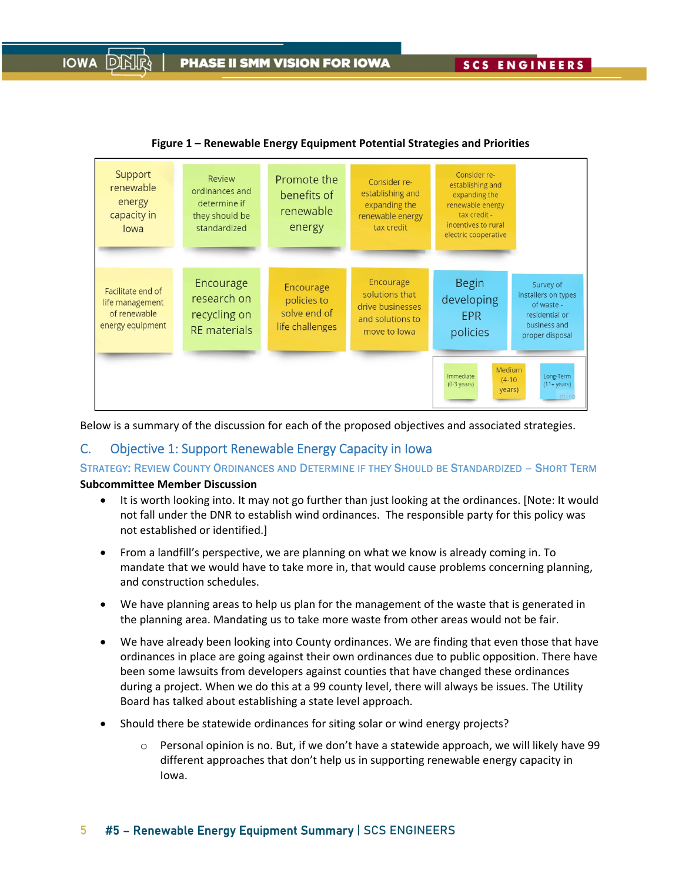**Figure 1 – Renewable Energy Equipment Potential Strategies and Priorities**

| Support renewable energy capacity in Iowa | Review ordinances and determine if they should be standardized | Promote the benefits of renewable energy | Consider re-establishing and expanding the renewable energy tax credit | Consider re-establishing and expanding the renewable energy tax credit - incentives to rural electric cooperative | |
|---|---|---|---|---|---|
| Facilitate end of life management of renewable energy equipment | Encourage research on recycling on RE materials | Encourage policies to solve end of life challenges | Encourage solutions that drive businesses and solutions to move to Iowa | Begin developing EPR policies | Survey of installers on types of waste - residential or business and proper disposal |

Legend: Immediate (0-3 years); Medium (4-10 years); Long-Term (11+ years)

Below is a summary of the discussion for each of the proposed objectives and associated strategies.

## C. Objective 1: Support Renewable Energy Capacity in Iowa

### Strategy: Review County Ordinances and Determine if They Should be Standardized – Short Term

**Subcommittee Member Discussion**

- It is worth looking into. It may not go further than just looking at the ordinances. [Note: It would not fall under the DNR to establish wind ordinances. The responsible party for this policy was not established or identified.]
- From a landfill's perspective, we are planning on what we know is already coming in. To mandate that we would have to take more in, that would cause problems concerning planning, and construction schedules.
- We have planning areas to help us plan for the management of the waste that is generated in the planning area. Mandating us to take more waste from other areas would not be fair.
- We have already been looking into County ordinances. We are finding that even those that have ordinances in place are going against their own ordinances due to public opposition. There have been some lawsuits from developers against counties that have changed these ordinances during a project. When we do this at a 99 county level, there will always be issues. The Utility Board has talked about establishing a state level approach.
- Should there be statewide ordinances for siting solar or wind energy projects?
  - Personal opinion is no. But, if we don't have a statewide approach, we will likely have 99 different approaches that don't help us in supporting renewable energy capacity in Iowa.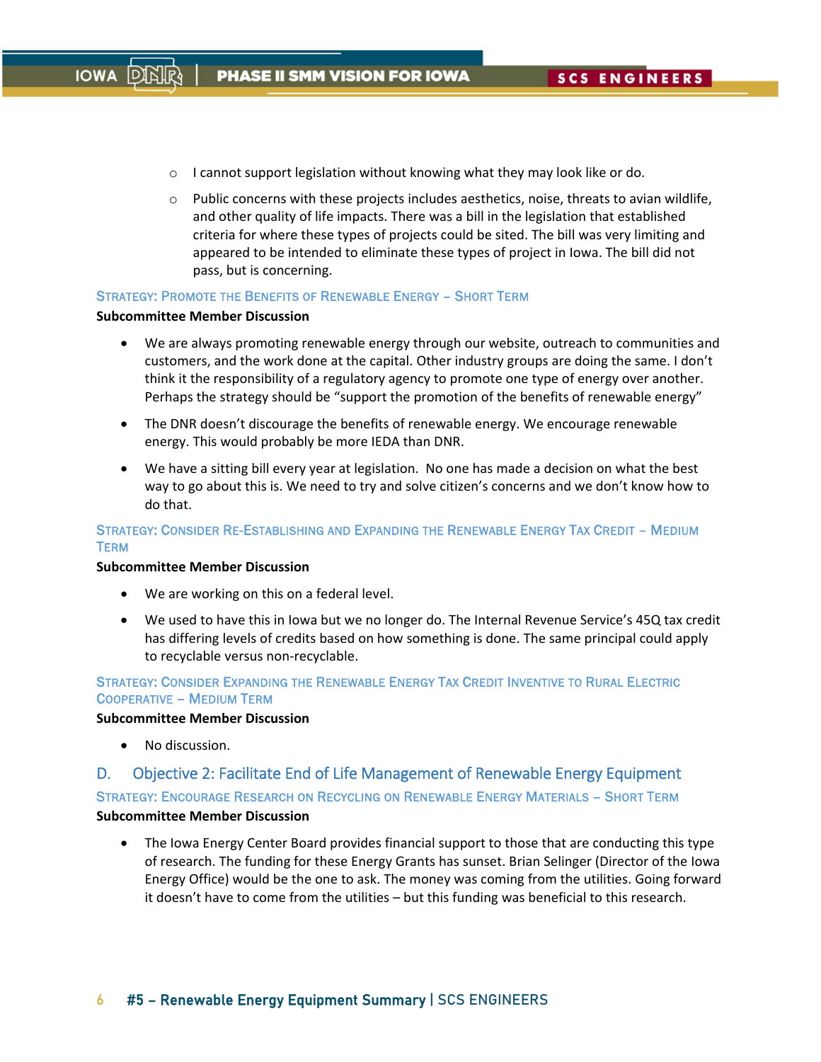- I cannot support legislation without knowing what they may look like or do.
- Public concerns with these projects includes aesthetics, noise, threats to avian wildlife, and other quality of life impacts. There was a bill in the legislation that established criteria for where these types of projects could be sited. The bill was very limiting and appeared to be intended to eliminate these types of project in Iowa. The bill did not pass, but is concerning.

### Strategy: Promote the Benefits of Renewable Energy – Short Term

**Subcommittee Member Discussion**

- We are always promoting renewable energy through our website, outreach to communities and customers, and the work done at the capital. Other industry groups are doing the same. I don't think it the responsibility of a regulatory agency to promote one type of energy over another. Perhaps the strategy should be "support the promotion of the benefits of renewable energy"
- The DNR doesn't discourage the benefits of renewable energy. We encourage renewable energy. This would probably be more IEDA than DNR.
- We have a sitting bill every year at legislation. No one has made a decision on what the best way to go about this is. We need to try and solve citizen's concerns and we don't know how to do that.

### Strategy: Consider Re-Establishing and Expanding the Renewable Energy Tax Credit – Medium Term

**Subcommittee Member Discussion**

- We are working on this on a federal level.
- We used to have this in Iowa but we no longer do. The Internal Revenue Service's 45Q tax credit has differing levels of credits based on how something is done. The same principal could apply to recyclable versus non-recyclable.

### Strategy: Consider Expanding the Renewable Energy Tax Credit Inventive to Rural Electric Cooperative – Medium Term

**Subcommittee Member Discussion**

- No discussion.

## D. Objective 2: Facilitate End of Life Management of Renewable Energy Equipment

### Strategy: Encourage Research on Recycling on Renewable Energy Materials – Short Term

**Subcommittee Member Discussion**

- The Iowa Energy Center Board provides financial support to those that are conducting this type of research. The funding for these Energy Grants has sunset. Brian Selinger (Director of the Iowa Energy Office) would be the one to ask. The money was coming from the utilities. Going forward it doesn't have to come from the utilities – but this funding was beneficial to this research.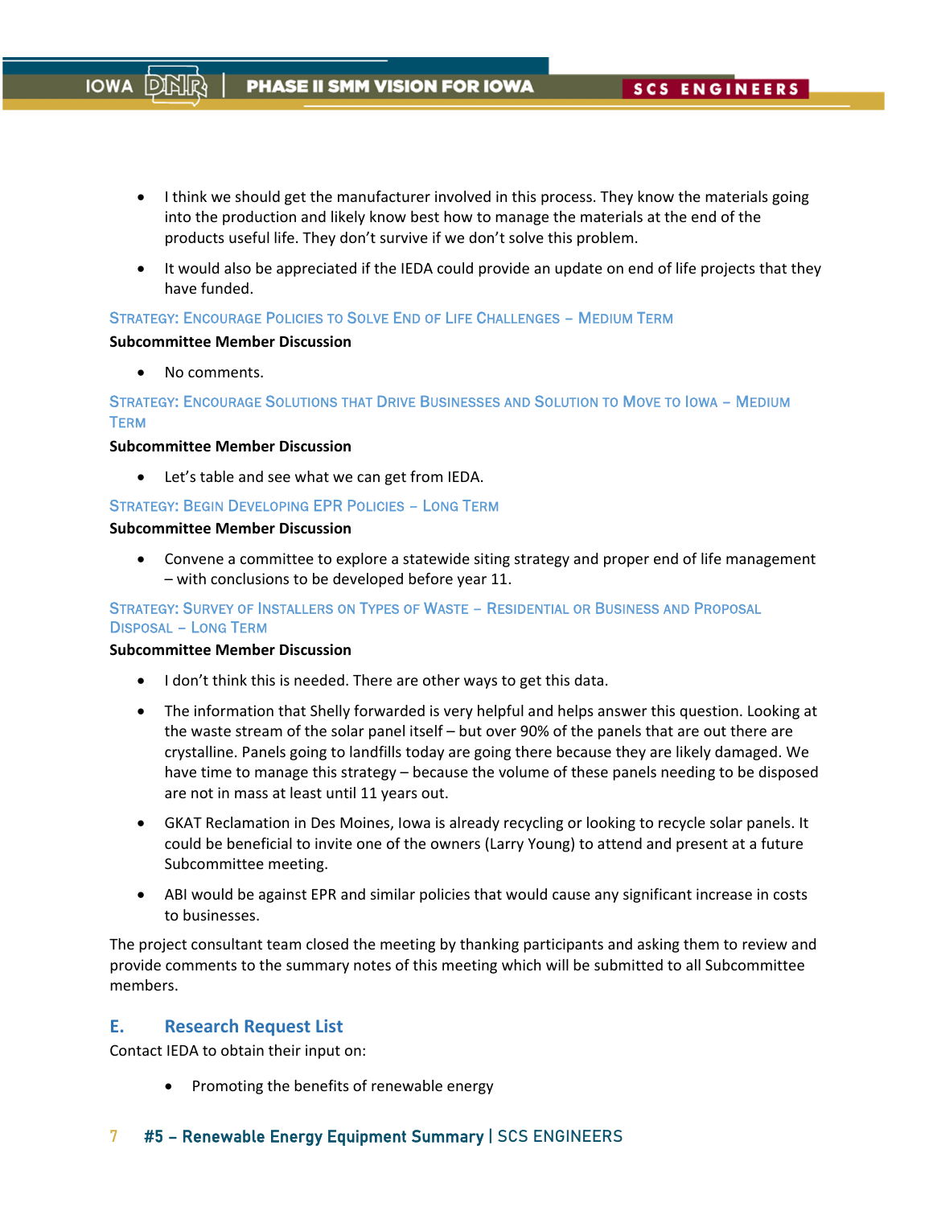- I think we should get the manufacturer involved in this process. They know the materials going into the production and likely know best how to manage the materials at the end of the products useful life. They don't survive if we don't solve this problem.
- It would also be appreciated if the IEDA could provide an update on end of life projects that they have funded.

### Strategy: Encourage Policies to Solve End of Life Challenges – Medium Term

**Subcommittee Member Discussion**

- No comments.

### Strategy: Encourage Solutions that Drive Businesses and Solution to Move to Iowa – Medium Term

**Subcommittee Member Discussion**

- Let's table and see what we can get from IEDA.

### Strategy: Begin Developing EPR Policies – Long Term

**Subcommittee Member Discussion**

- Convene a committee to explore a statewide siting strategy and proper end of life management – with conclusions to be developed before year 11.

### Strategy: Survey of Installers on Types of Waste – Residential or Business and Proposal Disposal – Long Term

**Subcommittee Member Discussion**

- I don't think this is needed. There are other ways to get this data.
- The information that Shelly forwarded is very helpful and helps answer this question. Looking at the waste stream of the solar panel itself – but over 90% of the panels that are out there are crystalline. Panels going to landfills today are going there because they are likely damaged. We have time to manage this strategy – because the volume of these panels needing to be disposed are not in mass at least until 11 years out.
- GKAT Reclamation in Des Moines, Iowa is already recycling or looking to recycle solar panels. It could be beneficial to invite one of the owners (Larry Young) to attend and present at a future Subcommittee meeting.
- ABI would be against EPR and similar policies that would cause any significant increase in costs to businesses.

The project consultant team closed the meeting by thanking participants and asking them to review and provide comments to the summary notes of this meeting which will be submitted to all Subcommittee members.

## E. Research Request List

Contact IEDA to obtain their input on:

- Promoting the benefits of renewable energy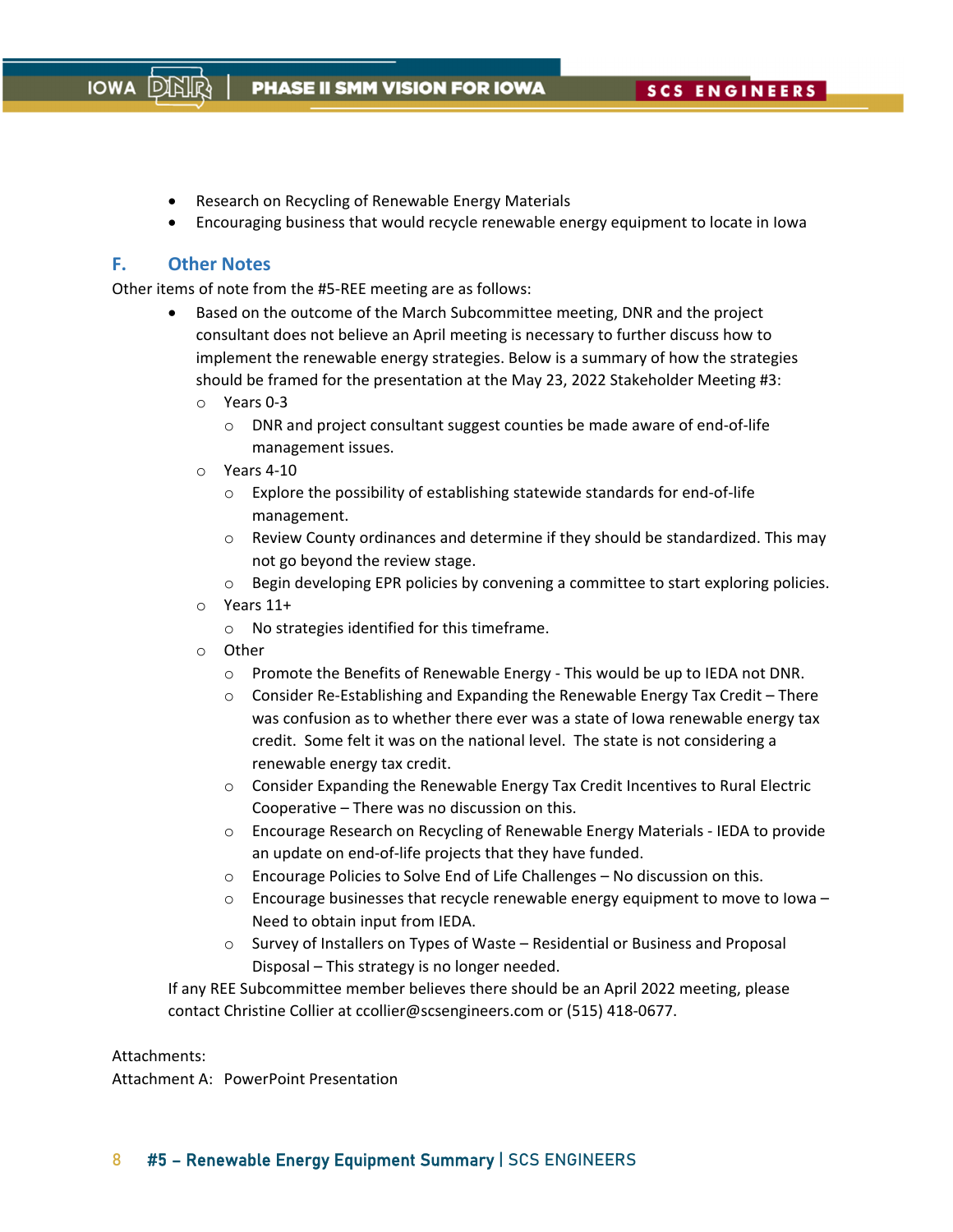- Research on Recycling of Renewable Energy Materials
- Encouraging business that would recycle renewable energy equipment to locate in Iowa

## F. Other Notes

Other items of note from the #5-REE meeting are as follows:

- Based on the outcome of the March Subcommittee meeting, DNR and the project consultant does not believe an April meeting is necessary to further discuss how to implement the renewable energy strategies. Below is a summary of how the strategies should be framed for the presentation at the May 23, 2022 Stakeholder Meeting #3:
    - Years 0-3
        - DNR and project consultant suggest counties be made aware of end-of-life management issues.
    - Years 4-10
        - Explore the possibility of establishing statewide standards for end-of-life management.
        - Review County ordinances and determine if they should be standardized. This may not go beyond the review stage.
        - Begin developing EPR policies by convening a committee to start exploring policies.
    - Years 11+
        - No strategies identified for this timeframe.
    - Other
        - Promote the Benefits of Renewable Energy - This would be up to IEDA not DNR.
        - Consider Re-Establishing and Expanding the Renewable Energy Tax Credit – There was confusion as to whether there ever was a state of Iowa renewable energy tax credit. Some felt it was on the national level. The state is not considering a renewable energy tax credit.
        - Consider Expanding the Renewable Energy Tax Credit Incentives to Rural Electric Cooperative – There was no discussion on this.
        - Encourage Research on Recycling of Renewable Energy Materials - IEDA to provide an update on end-of-life projects that they have funded.
        - Encourage Policies to Solve End of Life Challenges – No discussion on this.
        - Encourage businesses that recycle renewable energy equipment to move to Iowa – Need to obtain input from IEDA.
        - Survey of Installers on Types of Waste – Residential or Business and Proposal Disposal – This strategy is no longer needed.

If any REE Subcommittee member believes there should be an April 2022 meeting, please contact Christine Collier at ccollier@scsengineers.com or (515) 418-0677.

Attachments:
Attachment A: PowerPoint Presentation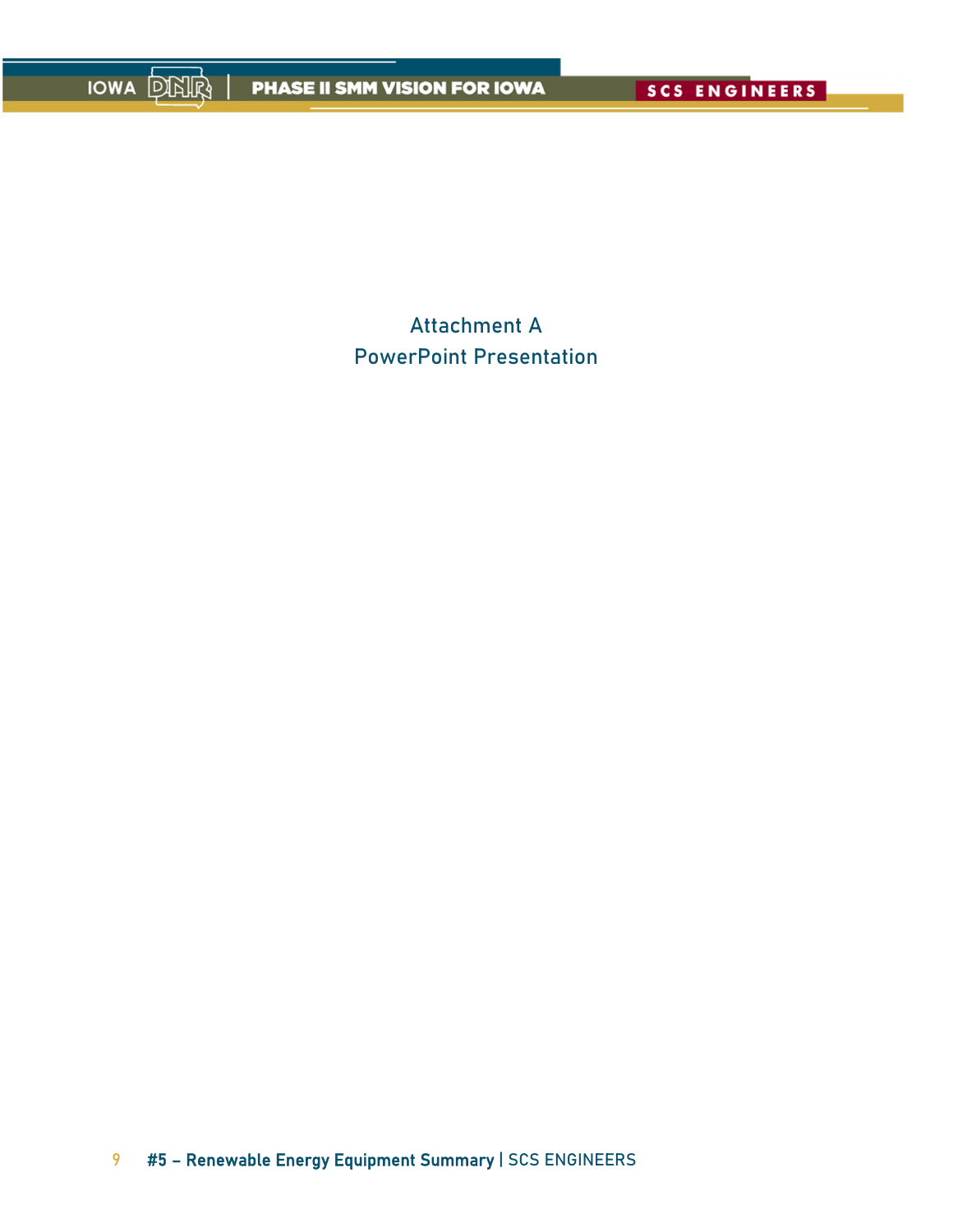Attachment A

PowerPoint Presentation